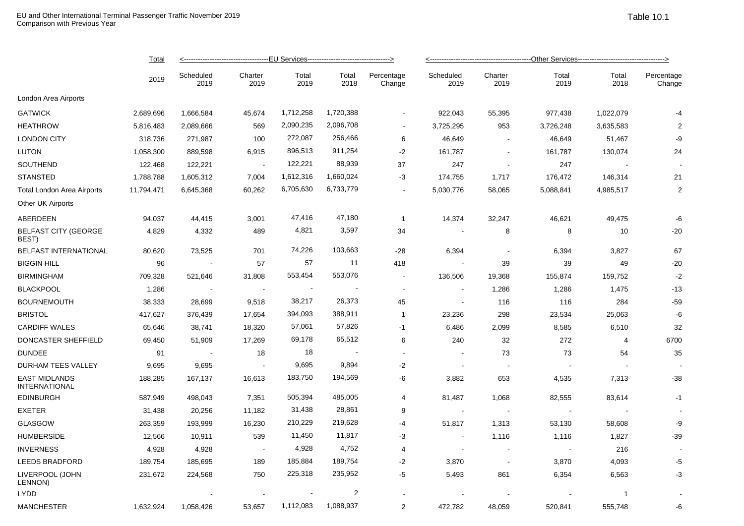EU and Other International Terminal Passenger Traffic November 2019
Comparison with Previous Year

Table 10.1

| | Total | EU Services | | | | | Other Services | | | | |
|---|---|---|---|---|---|---|---|---|---|---|---|
| | 2019 | Scheduled 2019 | Charter 2019 | Total 2019 | Total 2018 | Percentage Change | Scheduled 2019 | Charter 2019 | Total 2019 | Total 2018 | Percentage Change |
| London Area Airports | | | | | | | | | | | |
| GATWICK | 2,689,696 | 1,666,584 | 45,674 | 1,712,258 | 1,720,388 | - | 922,043 | 55,395 | 977,438 | 1,022,079 | -4 |
| HEATHROW | 5,816,483 | 2,089,666 | 569 | 2,090,235 | 2,096,708 | - | 3,725,295 | 953 | 3,726,248 | 3,635,583 | 2 |
| LONDON CITY | 318,736 | 271,987 | 100 | 272,087 | 256,466 | 6 | 46,649 | - | 46,649 | 51,467 | -9 |
| LUTON | 1,058,300 | 889,598 | 6,915 | 896,513 | 911,254 | -2 | 161,787 | - | 161,787 | 130,074 | 24 |
| SOUTHEND | 122,468 | 122,221 | - | 122,221 | 88,939 | 37 | 247 | - | 247 | - | - |
| STANSTED | 1,788,788 | 1,605,312 | 7,004 | 1,612,316 | 1,660,024 | -3 | 174,755 | 1,717 | 176,472 | 146,314 | 21 |
| Total London Area Airports | 11,794,471 | 6,645,368 | 60,262 | 6,705,630 | 6,733,779 | - | 5,030,776 | 58,065 | 5,088,841 | 4,985,517 | 2 |
| Other UK Airports | | | | | | | | | | | |
| ABERDEEN | 94,037 | 44,415 | 3,001 | 47,416 | 47,180 | 1 | 14,374 | 32,247 | 46,621 | 49,475 | -6 |
| BELFAST CITY (GEORGE BEST) | 4,829 | 4,332 | 489 | 4,821 | 3,597 | 34 | - | 8 | 8 | 10 | -20 |
| BELFAST INTERNATIONAL | 80,620 | 73,525 | 701 | 74,226 | 103,663 | -28 | 6,394 | - | 6,394 | 3,827 | 67 |
| BIGGIN HILL | 96 | - | 57 | 57 | 11 | 418 | - | 39 | 39 | 49 | -20 |
| BIRMINGHAM | 709,328 | 521,646 | 31,808 | 553,454 | 553,076 | - | 136,506 | 19,368 | 155,874 | 159,752 | -2 |
| BLACKPOOL | 1,286 | - | - | - | - | - | - | 1,286 | 1,286 | 1,475 | -13 |
| BOURNEMOUTH | 38,333 | 28,699 | 9,518 | 38,217 | 26,373 | 45 | - | 116 | 116 | 284 | -59 |
| BRISTOL | 417,627 | 376,439 | 17,654 | 394,093 | 388,911 | 1 | 23,236 | 298 | 23,534 | 25,063 | -6 |
| CARDIFF WALES | 65,646 | 38,741 | 18,320 | 57,061 | 57,826 | -1 | 6,486 | 2,099 | 8,585 | 6,510 | 32 |
| DONCASTER SHEFFIELD | 69,450 | 51,909 | 17,269 | 69,178 | 65,512 | 6 | 240 | 32 | 272 | 4 | 6700 |
| DUNDEE | 91 | - | 18 | 18 | - | - | - | 73 | 73 | 54 | 35 |
| DURHAM TEES VALLEY | 9,695 | 9,695 | - | 9,695 | 9,894 | -2 | - | - | - | - | - |
| EAST MIDLANDS INTERNATIONAL | 188,285 | 167,137 | 16,613 | 183,750 | 194,569 | -6 | 3,882 | 653 | 4,535 | 7,313 | -38 |
| EDINBURGH | 587,949 | 498,043 | 7,351 | 505,394 | 485,005 | 4 | 81,487 | 1,068 | 82,555 | 83,614 | -1 |
| EXETER | 31,438 | 20,256 | 11,182 | 31,438 | 28,861 | 9 | - | - | - | - | - |
| GLASGOW | 263,359 | 193,999 | 16,230 | 210,229 | 219,628 | -4 | 51,817 | 1,313 | 53,130 | 58,608 | -9 |
| HUMBERSIDE | 12,566 | 10,911 | 539 | 11,450 | 11,817 | -3 | - | 1,116 | 1,116 | 1,827 | -39 |
| INVERNESS | 4,928 | 4,928 | - | 4,928 | 4,752 | 4 | - | - | - | 216 | - |
| LEEDS BRADFORD | 189,754 | 185,695 | 189 | 185,884 | 189,754 | -2 | 3,870 | - | 3,870 | 4,093 | -5 |
| LIVERPOOL (JOHN LENNON) | 231,672 | 224,568 | 750 | 225,318 | 235,952 | -5 | 5,493 | 861 | 6,354 | 6,563 | -3 |
| LYDD | | - | - | - | 2 | - | - | - | - | 1 | - |
| MANCHESTER | 1,632,924 | 1,058,426 | 53,657 | 1,112,083 | 1,088,937 | 2 | 472,782 | 48,059 | 520,841 | 555,748 | -6 |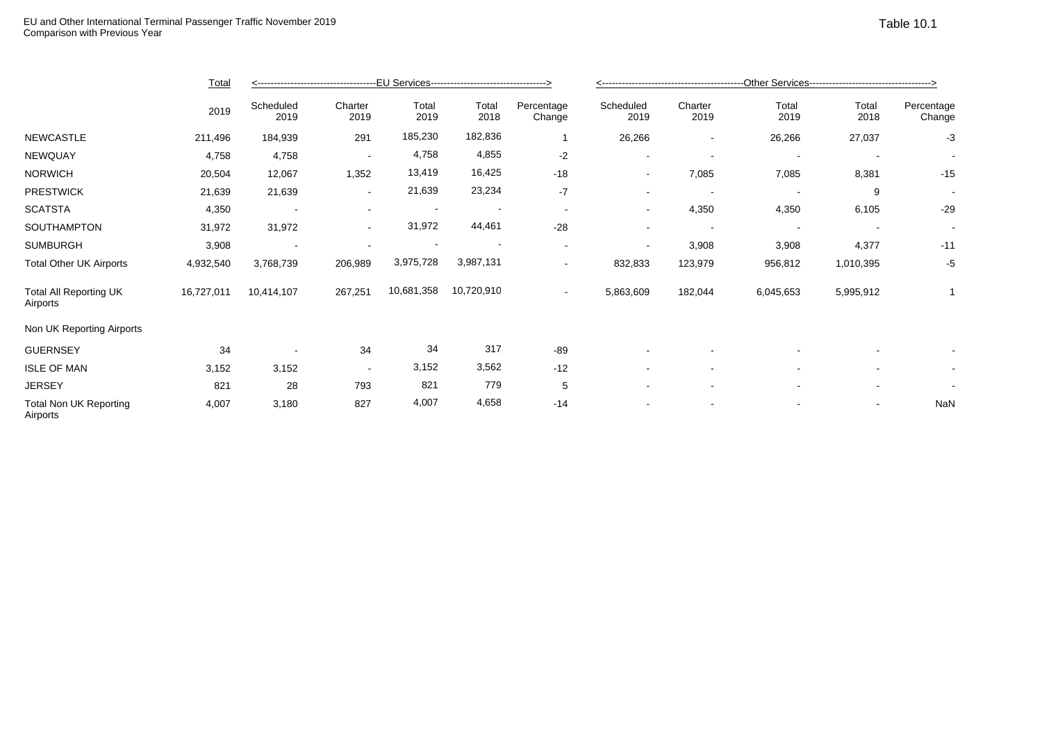EU and Other International Terminal Passenger Traffic November 2019
Comparison with Previous Year

Table 10.1

| | Total | <-----EU Services-----> | | | | | <-----Other Services-----> | | | | |
|---|---|---|---|---|---|---|---|---|---|---|---|
| | 2019 | Scheduled 2019 | Charter 2019 | Total 2019 | Total 2018 | Percentage Change | Scheduled 2019 | Charter 2019 | Total 2019 | Total 2018 | Percentage Change |
| NEWCASTLE | 211,496 | 184,939 | 291 | 185,230 | 182,836 | 1 | 26,266 | - | 26,266 | 27,037 | -3 |
| NEWQUAY | 4,758 | 4,758 | - | 4,758 | 4,855 | -2 | - | - | - | - | - |
| NORWICH | 20,504 | 12,067 | 1,352 | 13,419 | 16,425 | -18 | - | 7,085 | 7,085 | 8,381 | -15 |
| PRESTWICK | 21,639 | 21,639 | - | 21,639 | 23,234 | -7 | - | - | - | 9 | - |
| SCATSTA | 4,350 | - | - | - | - | - | - | 4,350 | 4,350 | 6,105 | -29 |
| SOUTHAMPTON | 31,972 | 31,972 | - | 31,972 | 44,461 | -28 | - | - | - | - | - |
| SUMBURGH | 3,908 | - | - | - | - | - | - | 3,908 | 3,908 | 4,377 | -11 |
| Total Other UK Airports | 4,932,540 | 3,768,739 | 206,989 | 3,975,728 | 3,987,131 | - | 832,833 | 123,979 | 956,812 | 1,010,395 | -5 |
| Total All Reporting UK Airports | 16,727,011 | 10,414,107 | 267,251 | 10,681,358 | 10,720,910 | - | 5,863,609 | 182,044 | 6,045,653 | 5,995,912 | 1 |
| Non UK Reporting Airports | | | | | | | | | | | |
| GUERNSEY | 34 | - | 34 | 34 | 317 | -89 | - | - | - | - | - |
| ISLE OF MAN | 3,152 | 3,152 | - | 3,152 | 3,562 | -12 | - | - | - | - | - |
| JERSEY | 821 | 28 | 793 | 821 | 779 | 5 | - | - | - | - | - |
| Total Non UK Reporting Airports | 4,007 | 3,180 | 827 | 4,007 | 4,658 | -14 | - | - | - | - | NaN |